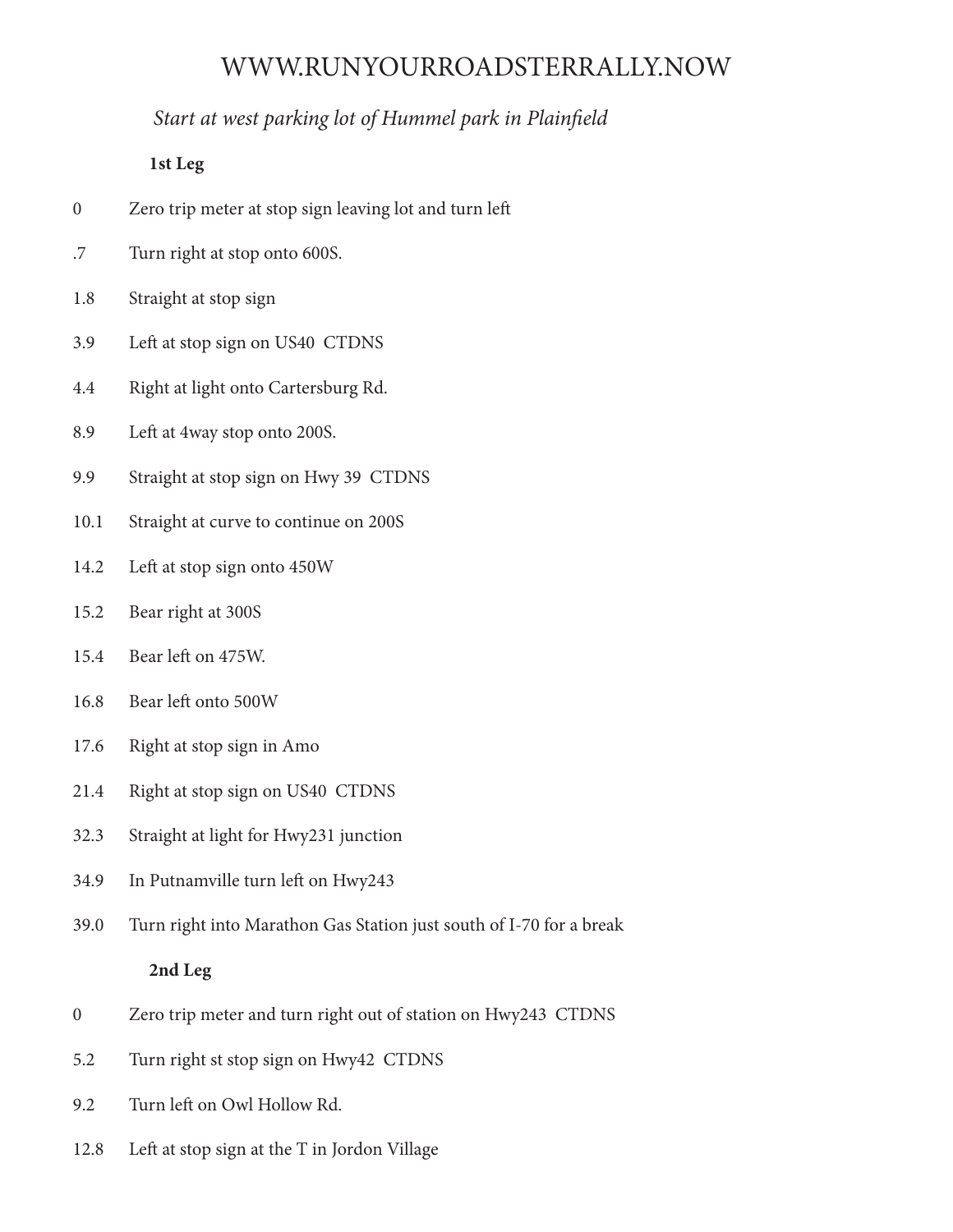# WWW.RUNYOURROADSTERRALLY.NOW

*Start at west parking lot of Hummel park in Plainfield*

**1st Leg**

| | |
|---|---|
| 0 | Zero trip meter at stop sign leaving lot and turn left |
| .7 | Turn right at stop onto 600S. |
| 1.8 | Straight at stop sign |
| 3.9 | Left at stop sign on US40 CTDNS |
| 4.4 | Right at light onto Cartersburg Rd. |
| 8.9 | Left at 4way stop onto 200S. |
| 9.9 | Straight at stop sign on Hwy 39 CTDNS |
| 10.1 | Straight at curve to continue on 200S |
| 14.2 | Left at stop sign onto 450W |
| 15.2 | Bear right at 300S |
| 15.4 | Bear left on 475W. |
| 16.8 | Bear left onto 500W |
| 17.6 | Right at stop sign in Amo |
| 21.4 | Right at stop sign on US40 CTDNS |
| 32.3 | Straight at light for Hwy231 junction |
| 34.9 | In Putnamville turn left on Hwy243 |
| 39.0 | Turn right into Marathon Gas Station just south of I-70 for a break |

**2nd Leg**

| | |
|---|---|
| 0 | Zero trip meter and turn right out of station on Hwy243 CTDNS |
| 5.2 | Turn right st stop sign on Hwy42 CTDNS |
| 9.2 | Turn left on Owl Hollow Rd. |
| 12.8 | Left at stop sign at the T in Jordon Village |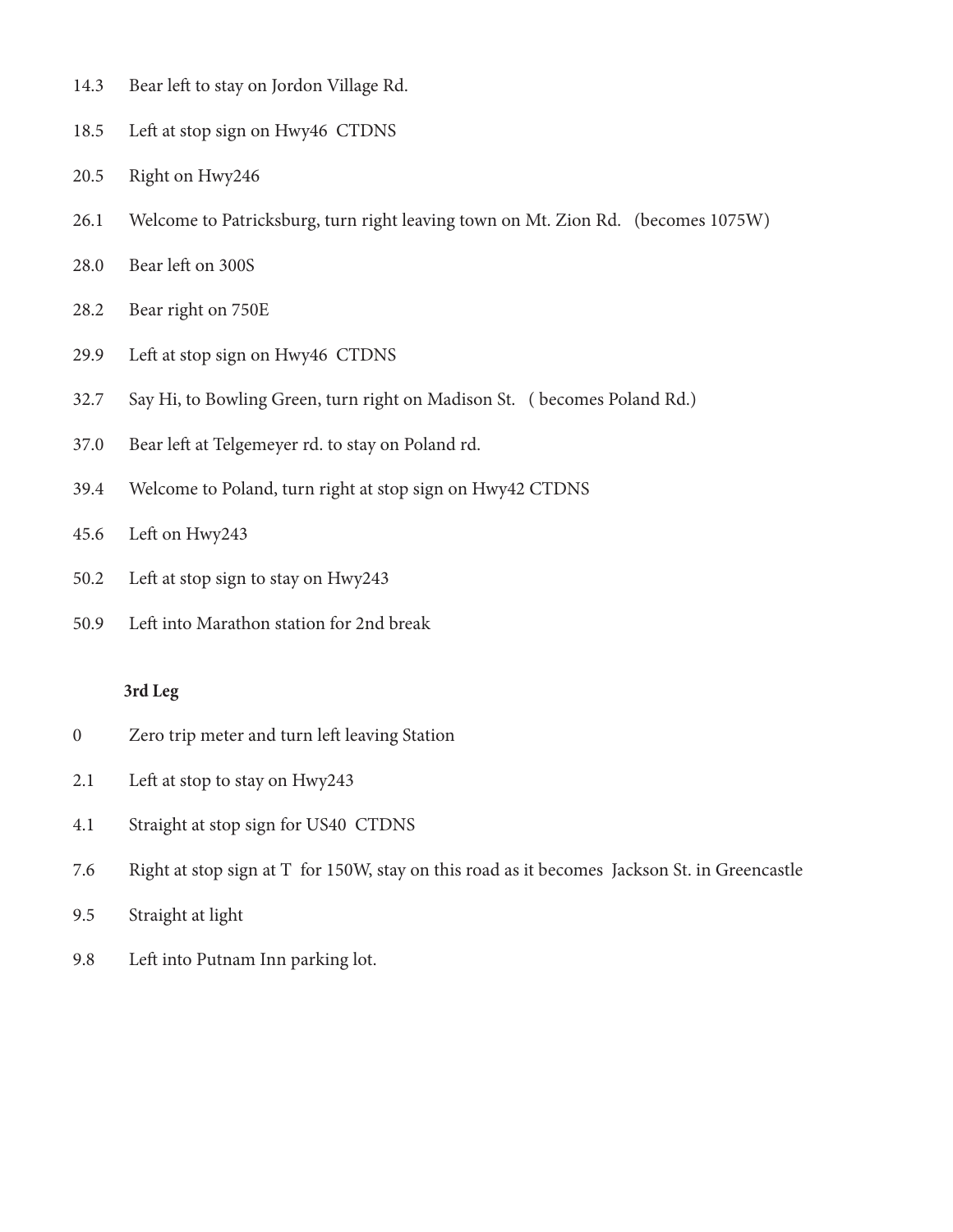14.3 Bear left to stay on Jordon Village Rd.

18.5 Left at stop sign on Hwy46 CTDNS

20.5 Right on Hwy246

26.1 Welcome to Patricksburg, turn right leaving town on Mt. Zion Rd. (becomes 1075W)

28.0 Bear left on 300S

28.2 Bear right on 750E

29.9 Left at stop sign on Hwy46 CTDNS

32.7 Say Hi, to Bowling Green, turn right on Madison St. ( becomes Poland Rd.)

37.0 Bear left at Telgemeyer rd. to stay on Poland rd.

39.4 Welcome to Poland, turn right at stop sign on Hwy42 CTDNS

45.6 Left on Hwy243

50.2 Left at stop sign to stay on Hwy243

50.9 Left into Marathon station for 2nd break

**3rd Leg**

0 Zero trip meter and turn left leaving Station

2.1 Left at stop to stay on Hwy243

4.1 Straight at stop sign for US40 CTDNS

7.6 Right at stop sign at T for 150W, stay on this road as it becomes Jackson St. in Greencastle

9.5 Straight at light

9.8 Left into Putnam Inn parking lot.